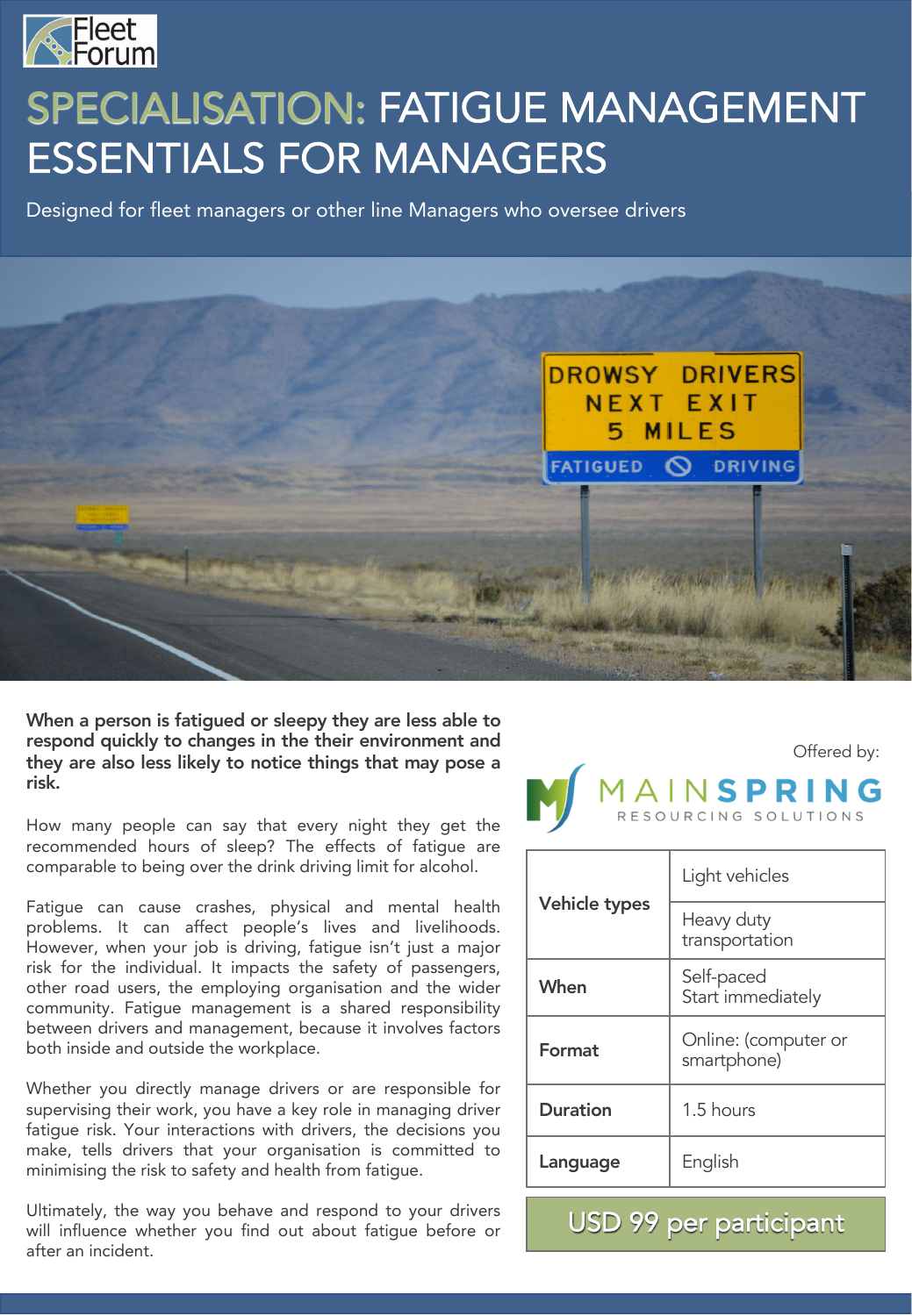Fleet Forum

# SPECIALISATION: FATIGUE MANAGEMENT ESSENTIALS FOR MANAGERS

Designed for fleet managers or other line Managers who oversee drivers

**When a person is fatigued or sleepy they are less able to respond quickly to changes in the their environment and they are also less likely to notice things that may pose a risk.**

How many people can say that every night they get the recommended hours of sleep? The effects of fatigue are comparable to being over the drink driving limit for alcohol.

Fatigue can cause crashes, physical and mental health problems. It can affect people's lives and livelihoods. However, when your job is driving, fatigue isn't just a major risk for the individual. It impacts the safety of passengers, other road users, the employing organisation and the wider community. Fatigue management is a shared responsibility between drivers and management, because it involves factors both inside and outside the workplace.

Whether you directly manage drivers or are responsible for supervising their work, you have a key role in managing driver fatigue risk. Your interactions with drivers, the decisions you make, tells drivers that your organisation is committed to minimising the risk to safety and health from fatigue.

Ultimately, the way you behave and respond to your drivers will influence whether you find out about fatigue before or after an incident.

Offered by:

MAINSPRING RESOURCING SOLUTIONS

| | |
|---|---|
| **Vehicle types** | Light vehicles |
| | Heavy duty transportation |
| **When** | Self-paced<br>Start immediately |
| **Format** | Online: (computer or smartphone) |
| **Duration** | 1.5 hours |
| **Language** | English |

**USD 99 per participant**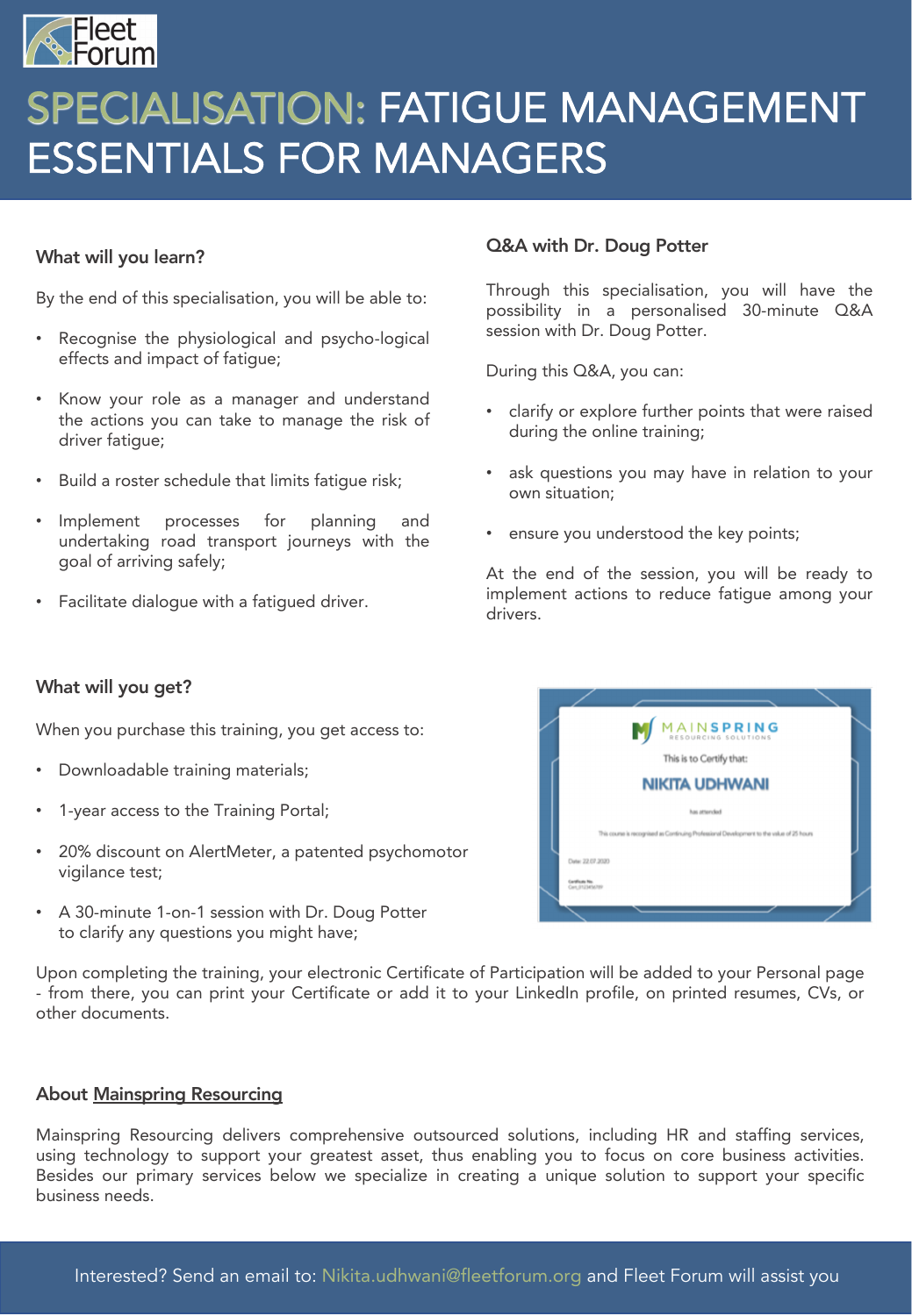# SPECIALISATION: FATIGUE MANAGEMENT ESSENTIALS FOR MANAGERS

### What will you learn?

By the end of this specialisation, you will be able to:

- Recognise the physiological and psycho-logical effects and impact of fatigue;
- Know your role as a manager and understand the actions you can take to manage the risk of driver fatigue;
- Build a roster schedule that limits fatigue risk;
- Implement processes for planning and undertaking road transport journeys with the goal of arriving safely;
- Facilitate dialogue with a fatigued driver.

### Q&A with Dr. Doug Potter

Through this specialisation, you will have the possibility in a personalised 30-minute Q&A session with Dr. Doug Potter.

During this Q&A, you can:

- clarify or explore further points that were raised during the online training;
- ask questions you may have in relation to your own situation;
- ensure you understood the key points;

At the end of the session, you will be ready to implement actions to reduce fatigue among your drivers.

### What will you get?

When you purchase this training, you get access to:

- Downloadable training materials;
- 1-year access to the Training Portal;
- 20% discount on AlertMeter, a patented psychomotor vigilance test;
- A 30-minute 1-on-1 session with Dr. Doug Potter to clarify any questions you might have;

Upon completing the training, your electronic Certificate of Participation will be added to your Personal page - from there, you can print your Certificate or add it to your LinkedIn profile, on printed resumes, CVs, or other documents.

### About Mainspring Resourcing

Mainspring Resourcing delivers comprehensive outsourced solutions, including HR and staffing services, using technology to support your greatest asset, thus enabling you to focus on core business activities. Besides our primary services below we specialize in creating a unique solution to support your specific business needs.

Interested? Send an email to: Nikita.udhwani@fleetforum.org and Fleet Forum will assist you